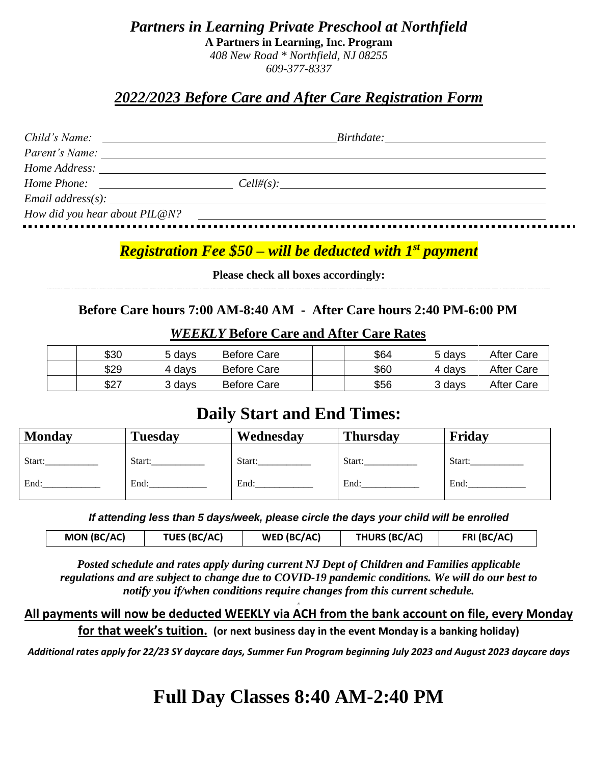# *Partners in Learning Private Preschool at Northfield*

**A Partners in Learning, Inc. Program**

*408 New Road * Northfield, NJ 08255*

*609-377-8337*

## *2022/2023 Before Care and After Care Registration Form*

*Child's Name:* ______________________ *Birthdate:* ______________________

*Parent's Name:* ______________________

*Home Address:* ______________________

*Home Phone:* ______________________ *Cell#(s):* ______________________

*Email address(s):* ______________________

*How did you hear about PIL@N?* ______________________

### ***Registration Fee $50 – will be deducted with 1st payment***

**Please check all boxes accordingly:**

### Before Care hours 7:00 AM-8:40 AM - After Care hours 2:40 PM-6:00 PM

### *WEEKLY* Before Care and After Care Rates

| | | | | | | | |
|---|---|---|---|---|---|---|---|
| | $30 | 5 days | Before Care | | $64 | 5 days | After Care |
| | $29 | 4 days | Before Care | | $60 | 4 days | After Care |
| | $27 | 3 days | Before Care | | $56 | 3 days | After Care |

## Daily Start and End Times:

| Monday | Tuesday | Wednesday | Thursday | Friday |
|---|---|---|---|---|
| Start:__________ End:__________ | Start:__________ End:__________ | Start:__________ End:__________ | Start:__________ End:__________ | Start:__________ End:__________ |

***If attending less than 5 days/week, please circle the days your child will be enrolled***

| MON (BC/AC) | TUES (BC/AC) | WED (BC/AC) | THURS (BC/AC) | FRI (BC/AC) |
|---|---|---|---|---|

***Posted schedule and rates apply during current NJ Dept of Children and Families applicable regulations and are subject to change due to COVID-19 pandemic conditions. We will do our best to notify you if/when conditions require changes from this current schedule.***

**<u>All payments will now be deducted WEEKLY via ACH from the bank account on file, every Monday for that week's tuition.</u> (or next business day in the event Monday is a banking holiday)**

***Additional rates apply for 22/23 SY daycare days, Summer Fun Program beginning July 2023 and August 2023 daycare days***

# Full Day Classes 8:40 AM-2:40 PM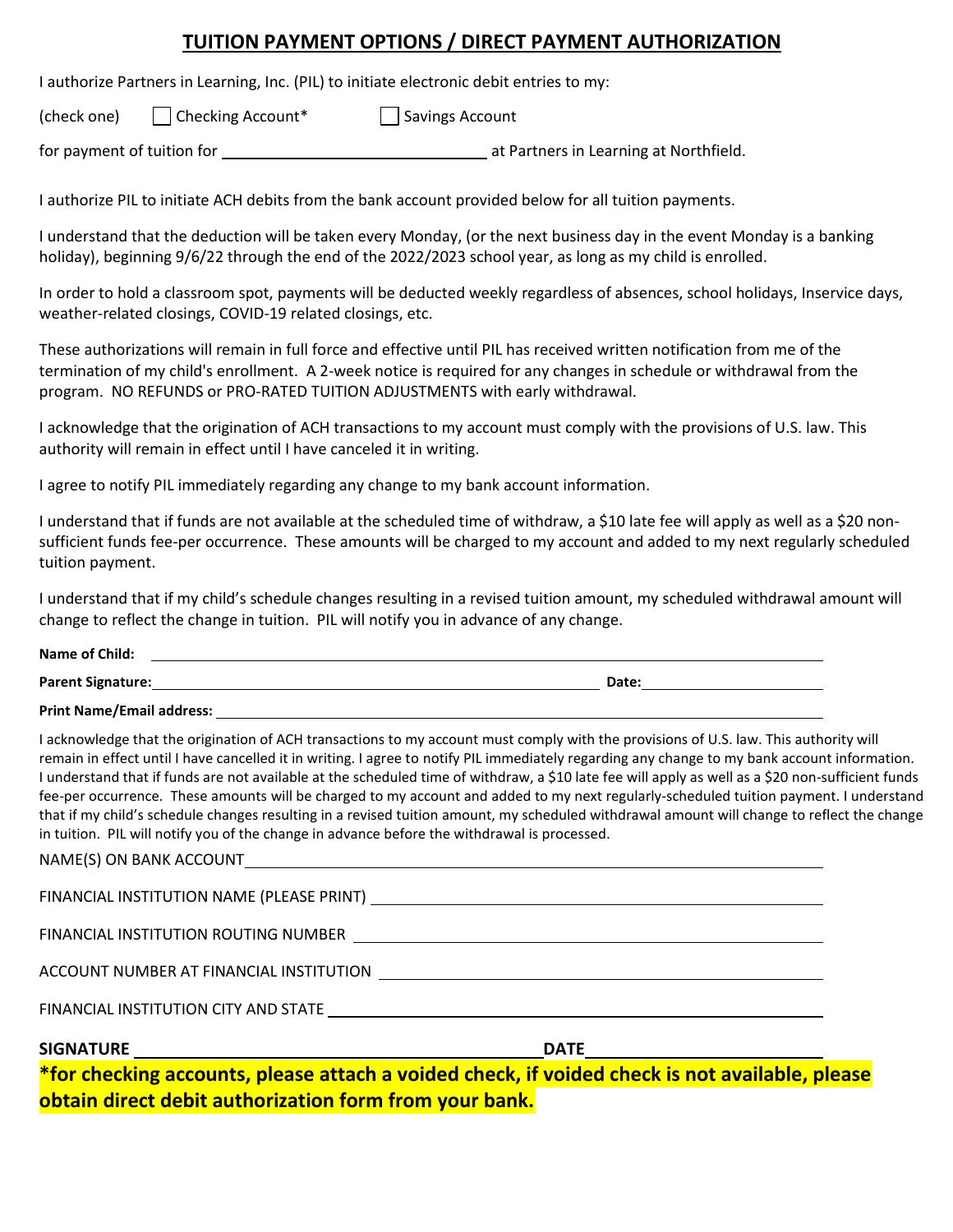# TUITION PAYMENT OPTIONS / DIRECT PAYMENT AUTHORIZATION

I authorize Partners in Learning, Inc. (PIL) to initiate electronic debit entries to my:

(check one) ☐ Checking Account* ☐ Savings Account

for payment of tuition for ______________________________ at Partners in Learning at Northfield.

I authorize PIL to initiate ACH debits from the bank account provided below for all tuition payments.

I understand that the deduction will be taken every Monday, (or the next business day in the event Monday is a banking holiday), beginning 9/6/22 through the end of the 2022/2023 school year, as long as my child is enrolled.

In order to hold a classroom spot, payments will be deducted weekly regardless of absences, school holidays, Inservice days, weather-related closings, COVID-19 related closings, etc.

These authorizations will remain in full force and effective until PIL has received written notification from me of the termination of my child's enrollment. A 2-week notice is required for any changes in schedule or withdrawal from the program. NO REFUNDS or PRO-RATED TUITION ADJUSTMENTS with early withdrawal.

I acknowledge that the origination of ACH transactions to my account must comply with the provisions of U.S. law. This authority will remain in effect until I have canceled it in writing.

I agree to notify PIL immediately regarding any change to my bank account information.

I understand that if funds are not available at the scheduled time of withdraw, a $10 late fee will apply as well as a $20 non-sufficient funds fee-per occurrence. These amounts will be charged to my account and added to my next regularly scheduled tuition payment.

I understand that if my child's schedule changes resulting in a revised tuition amount, my scheduled withdrawal amount will change to reflect the change in tuition. PIL will notify you in advance of any change.

**Name of Child:** ______________________________

**Parent Signature:** ______________________________ **Date:** ______________

**Print Name/Email address:** ______________________________

I acknowledge that the origination of ACH transactions to my account must comply with the provisions of U.S. law. This authority will remain in effect until I have cancelled it in writing. I agree to notify PIL immediately regarding any change to my bank account information. I understand that if funds are not available at the scheduled time of withdraw, a $10 late fee will apply as well as a $20 non-sufficient funds fee-per occurrence. These amounts will be charged to my account and added to my next regularly-scheduled tuition payment. I understand that if my child's schedule changes resulting in a revised tuition amount, my scheduled withdrawal amount will change to reflect the change in tuition. PIL will notify you of the change in advance before the withdrawal is processed.

NAME(S) ON BANK ACCOUNT ______________________________

FINANCIAL INSTITUTION NAME (PLEASE PRINT) ______________________________

FINANCIAL INSTITUTION ROUTING NUMBER ______________________________

ACCOUNT NUMBER AT FINANCIAL INSTITUTION ______________________________

FINANCIAL INSTITUTION CITY AND STATE ______________________________

**SIGNATURE** ______________________________ **DATE** ______________

**\*for checking accounts, please attach a voided check, if voided check is not available, please obtain direct debit authorization form from your bank.**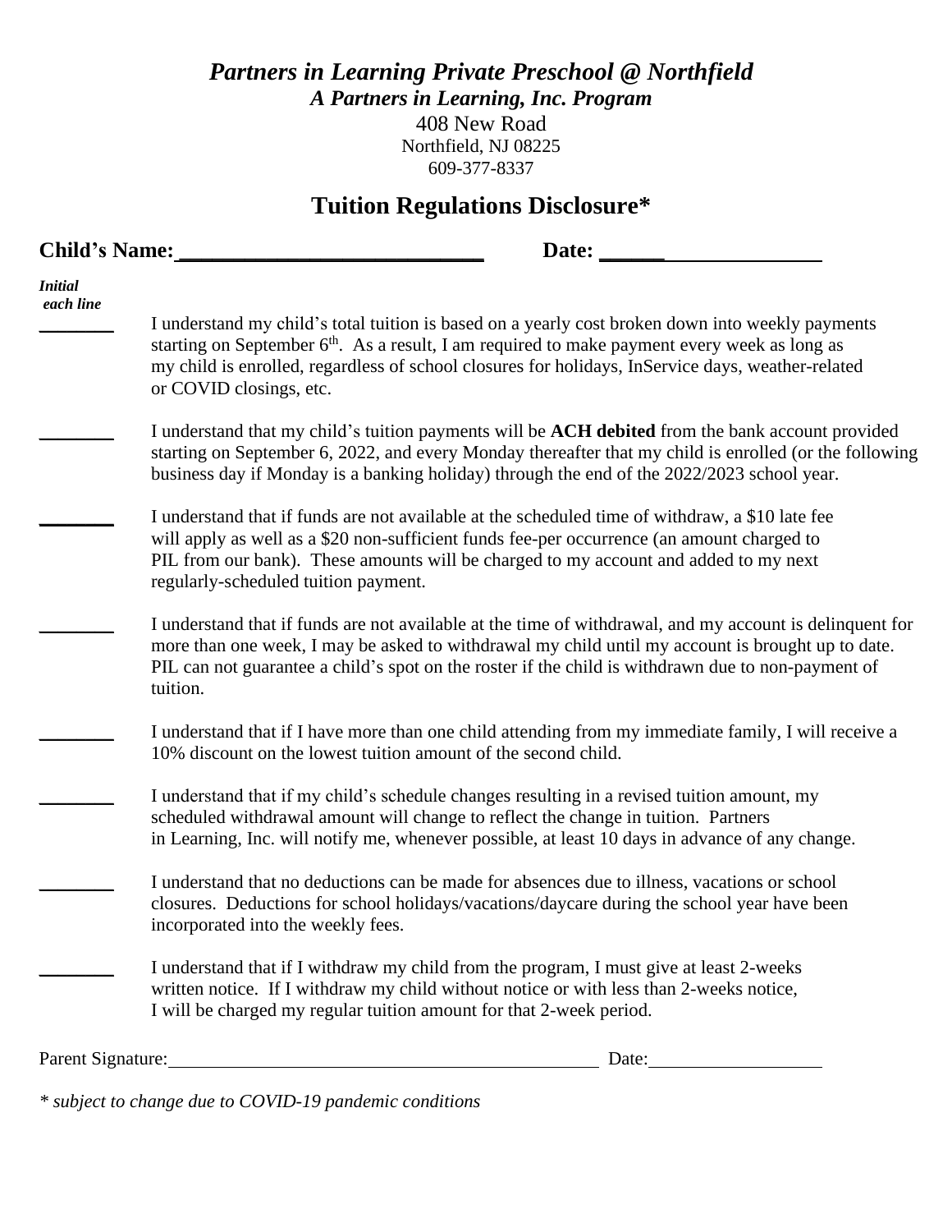*Partners in Learning Private Preschool @ Northfield*
***A Partners in Learning, Inc. Program***
408 New Road
Northfield, NJ 08225
609-377-8337

# Tuition Regulations Disclosure*

**Child's Name:\_\_\_\_\_\_\_\_\_\_\_\_\_\_\_\_\_\_\_\_\_\_\_\_\_\_\_\_ Date: \_\_\_\_\_\_\_\_\_\_\_\_\_\_\_\_\_\_\_\_\_**

***Initial each line***

\_\_\_\_\_\_\_\_ I understand my child's total tuition is based on a yearly cost broken down into weekly payments starting on September 6th. As a result, I am required to make payment every week as long as my child is enrolled, regardless of school closures for holidays, InService days, weather-related or COVID closings, etc.

\_\_\_\_\_\_\_\_ I understand that my child's tuition payments will be **ACH debited** from the bank account provided starting on September 6, 2022, and every Monday thereafter that my child is enrolled (or the following business day if Monday is a banking holiday) through the end of the 2022/2023 school year.

\_\_\_\_\_\_\_\_ I understand that if funds are not available at the scheduled time of withdraw, a $10 late fee will apply as well as a $20 non-sufficient funds fee-per occurrence (an amount charged to PIL from our bank). These amounts will be charged to my account and added to my next regularly-scheduled tuition payment.

\_\_\_\_\_\_\_\_ I understand that if funds are not available at the time of withdrawal, and my account is delinquent for more than one week, I may be asked to withdrawal my child until my account is brought up to date. PIL can not guarantee a child's spot on the roster if the child is withdrawn due to non-payment of tuition.

\_\_\_\_\_\_\_\_ I understand that if I have more than one child attending from my immediate family, I will receive a 10% discount on the lowest tuition amount of the second child.

\_\_\_\_\_\_\_\_ I understand that if my child's schedule changes resulting in a revised tuition amount, my scheduled withdrawal amount will change to reflect the change in tuition. Partners in Learning, Inc. will notify me, whenever possible, at least 10 days in advance of any change.

\_\_\_\_\_\_\_\_ I understand that no deductions can be made for absences due to illness, vacations or school closures. Deductions for school holidays/vacations/daycare during the school year have been incorporated into the weekly fees.

\_\_\_\_\_\_\_\_ I understand that if I withdraw my child from the program, I must give at least 2-weeks written notice. If I withdraw my child without notice or with less than 2-weeks notice, I will be charged my regular tuition amount for that 2-week period.

Parent Signature:\_\_\_\_\_\_\_\_\_\_\_\_\_\_\_\_\_\_\_\_\_\_\_\_\_\_\_\_\_\_\_\_\_\_\_\_\_\_\_\_\_\_\_\_ Date:\_\_\_\_\_\_\_\_\_\_\_\_\_\_\_\_\_\_

*\* subject to change due to COVID-19 pandemic conditions*